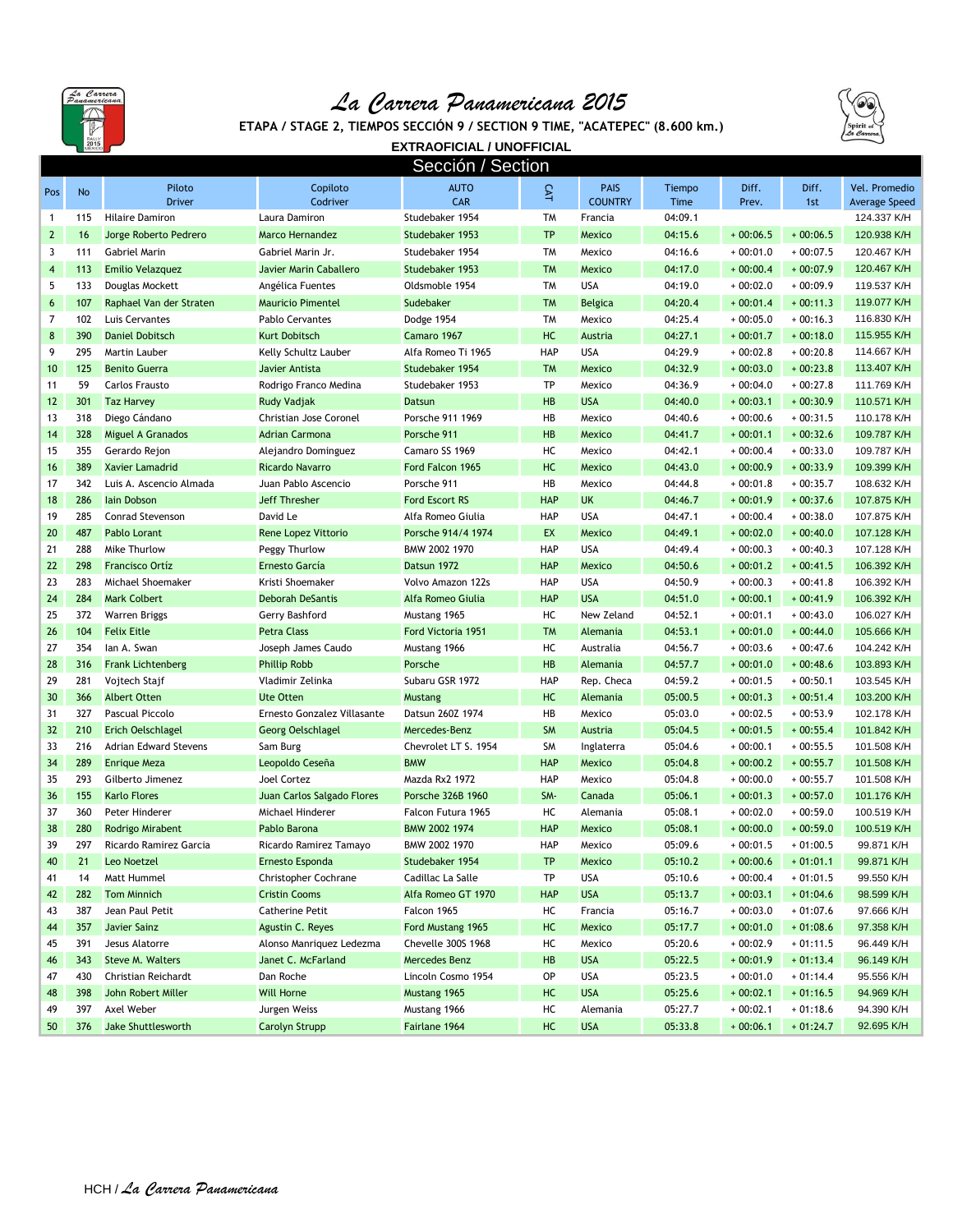# La Carrera Panamericana 2015

**ETAPA / STAGE 2, TIEMPOS SECCIÓN 9 / SECTION 9 TIME, "ACATEPEC" (8.600 km.)**

**EXTRAOFICIAL / UNOFFICIAL**

| Sección / Section | | | | | | | | | | |
|---|---|---|---|---|---|---|---|---|---|---|
| Pos | No | Piloto Driver | Copiloto Codriver | AUTO CAR | CAT | PAIS COUNTRY | Tiempo Time | Diff. Prev. | Diff. 1st | Vel. Promedio Average Speed |
| 1 | 115 | Hilaire Damiron | Laura Damiron | Studebaker 1954 | TM | Francia | 04:09.1 | | | 124.337 K/H |
| 2 | 16 | Jorge Roberto Pedrero | Marco Hernandez | Studebaker 1953 | TP | Mexico | 04:15.6 | + 00:06.5 | + 00:06.5 | 120.938 K/H |
| 3 | 111 | Gabriel Marin | Gabriel Marin Jr. | Studebaker 1954 | TM | Mexico | 04:16.6 | + 00:01.0 | + 00:07.5 | 120.467 K/H |
| 4 | 113 | Emilio Velazquez | Javier Marin Caballero | Studebaker 1953 | TM | Mexico | 04:17.0 | + 00:00.4 | + 00:07.9 | 120.467 K/H |
| 5 | 133 | Douglas Mockett | Angélica Fuentes | Oldsmoble 1954 | TM | USA | 04:19.0 | + 00:02.0 | + 00:09.9 | 119.537 K/H |
| 6 | 107 | Raphael Van der Straten | Mauricio Pimentel | Sudebaker | TM | Belgica | 04:20.4 | + 00:01.4 | + 00:11.3 | 119.077 K/H |
| 7 | 102 | Luis Cervantes | Pablo Cervantes | Dodge 1954 | TM | Mexico | 04:25.4 | + 00:05.0 | + 00:16.3 | 116.830 K/H |
| 8 | 390 | Daniel Dobitsch | Kurt Dobitsch | Camaro 1967 | HC | Austria | 04:27.1 | + 00:01.7 | + 00:18.0 | 115.955 K/H |
| 9 | 295 | Martin Lauber | Kelly Schultz Lauber | Alfa Romeo Ti 1965 | HAP | USA | 04:29.9 | + 00:02.8 | + 00:20.8 | 114.667 K/H |
| 10 | 125 | Benito Guerra | Javier Antista | Studebaker 1954 | TM | Mexico | 04:32.9 | + 00:03.0 | + 00:23.8 | 113.407 K/H |
| 11 | 59 | Carlos Frausto | Rodrigo Franco Medina | Studebaker 1953 | TP | Mexico | 04:36.9 | + 00:04.0 | + 00:27.8 | 111.769 K/H |
| 12 | 301 | Taz Harvey | Rudy Vadjak | Datsun | HB | USA | 04:40.0 | + 00:03.1 | + 00:30.9 | 110.571 K/H |
| 13 | 318 | Diego Cándano | Christian Jose Coronel | Porsche 911 1969 | HB | Mexico | 04:40.6 | + 00:00.6 | + 00:31.5 | 110.178 K/H |
| 14 | 328 | Miguel A Granados | Adrian Carmona | Porsche 911 | HB | Mexico | 04:41.7 | + 00:01.1 | + 00:32.6 | 109.787 K/H |
| 15 | 355 | Gerardo Rejon | Alejandro Dominguez | Camaro SS 1969 | HC | Mexico | 04:42.1 | + 00:00.4 | + 00:33.0 | 109.787 K/H |
| 16 | 389 | Xavier Lamadrid | Ricardo Navarro | Ford Falcon 1965 | HC | Mexico | 04:43.0 | + 00:00.9 | + 00:33.9 | 109.399 K/H |
| 17 | 342 | Luis A. Ascencio Almada | Juan Pablo Ascencio | Porsche 911 | HB | Mexico | 04:44.8 | + 00:01.8 | + 00:35.7 | 108.632 K/H |
| 18 | 286 | Iain Dobson | Jeff Thresher | Ford Escort RS | HAP | UK | 04:46.7 | + 00:01.9 | + 00:37.6 | 107.875 K/H |
| 19 | 285 | Conrad Stevenson | David Le | Alfa Romeo Giulia | HAP | USA | 04:47.1 | + 00:00.4 | + 00:38.0 | 107.875 K/H |
| 20 | 487 | Pablo Lorant | Rene Lopez Vittorio | Porsche 914/4 1974 | EX | Mexico | 04:49.1 | + 00:02.0 | + 00:40.0 | 107.128 K/H |
| 21 | 288 | Mike Thurlow | Peggy Thurlow | BMW 2002 1970 | HAP | USA | 04:49.4 | + 00:00.3 | + 00:40.3 | 107.128 K/H |
| 22 | 298 | Francisco Ortíz | Ernesto García | Datsun 1972 | HAP | Mexico | 04:50.6 | + 00:01.2 | + 00:41.5 | 106.392 K/H |
| 23 | 283 | Michael Shoemaker | Kristi Shoemaker | Volvo Amazon 122s | HAP | USA | 04:50.9 | + 00:00.3 | + 00:41.8 | 106.392 K/H |
| 24 | 284 | Mark Colbert | Deborah DeSantis | Alfa Romeo Giulia | HAP | USA | 04:51.0 | + 00:00.1 | + 00:41.9 | 106.392 K/H |
| 25 | 372 | Warren Briggs | Gerry Bashford | Mustang 1965 | HC | New Zeland | 04:52.1 | + 00:01.1 | + 00:43.0 | 106.027 K/H |
| 26 | 104 | Felix Eitle | Petra Class | Ford Victoria 1951 | TM | Alemania | 04:53.1 | + 00:01.0 | + 00:44.0 | 105.666 K/H |
| 27 | 354 | Ian A. Swan | Joseph James Caudo | Mustang 1966 | HC | Australia | 04:56.7 | + 00:03.6 | + 00:47.6 | 104.242 K/H |
| 28 | 316 | Frank Lichtenberg | Phillip Robb | Porsche | HB | Alemania | 04:57.7 | + 00:01.0 | + 00:48.6 | 103.893 K/H |
| 29 | 281 | Vojtech Stajf | Vladimir Zelinka | Subaru GSR 1972 | HAP | Rep. Checa | 04:59.2 | + 00:01.5 | + 00:50.1 | 103.545 K/H |
| 30 | 366 | Albert Otten | Ute Otten | Mustang | HC | Alemania | 05:00.5 | + 00:01.3 | + 00:51.4 | 103.200 K/H |
| 31 | 327 | Pascual Piccolo | Ernesto Gonzalez Villasante | Datsun 260Z 1974 | HB | Mexico | 05:03.0 | + 00:02.5 | + 00:53.9 | 102.178 K/H |
| 32 | 210 | Erich Oelschlagel | Georg Oelschlagel | Mercedes-Benz | SM | Austria | 05:04.5 | + 00:01.5 | + 00:55.4 | 101.842 K/H |
| 33 | 216 | Adrian Edward Stevens | Sam Burg | Chevrolet LT S. 1954 | SM | Inglaterra | 05:04.6 | + 00:00.1 | + 00:55.5 | 101.508 K/H |
| 34 | 289 | Enrique Meza | Leopoldo Ceseña | BMW | HAP | Mexico | 05:04.8 | + 00:00.2 | + 00:55.7 | 101.508 K/H |
| 35 | 293 | Gilberto Jimenez | Joel Cortez | Mazda Rx2 1972 | HAP | Mexico | 05:04.8 | + 00:00.0 | + 00:55.7 | 101.508 K/H |
| 36 | 155 | Karlo Flores | Juan Carlos Salgado Flores | Porsche 326B 1960 | SM- | Canada | 05:06.1 | + 00:01.3 | + 00:57.0 | 101.176 K/H |
| 37 | 360 | Peter Hinderer | Michael Hinderer | Falcon Futura 1965 | HC | Alemania | 05:08.1 | + 00:02.0 | + 00:59.0 | 100.519 K/H |
| 38 | 280 | Rodrigo Mirabent | Pablo Barona | BMW 2002 1974 | HAP | Mexico | 05:08.1 | + 00:00.0 | + 00:59.0 | 100.519 K/H |
| 39 | 297 | Ricardo Ramirez Garcia | Ricardo Ramirez Tamayo | BMW 2002 1970 | HAP | Mexico | 05:09.6 | + 00:01.5 | + 01:00.5 | 99.871 K/H |
| 40 | 21 | Leo Noetzel | Ernesto Esponda | Studebaker 1954 | TP | Mexico | 05:10.2 | + 00:00.6 | + 01:01.1 | 99.871 K/H |
| 41 | 14 | Matt Hummel | Christopher Cochrane | Cadillac La Salle | TP | USA | 05:10.6 | + 00:00.4 | + 01:01.5 | 99.550 K/H |
| 42 | 282 | Tom Minnich | Cristin Cooms | Alfa Romeo GT 1970 | HAP | USA | 05:13.7 | + 00:03.1 | + 01:04.6 | 98.599 K/H |
| 43 | 387 | Jean Paul Petit | Catherine Petit | Falcon 1965 | HC | Francia | 05:16.7 | + 00:03.0 | + 01:07.6 | 97.666 K/H |
| 44 | 357 | Javier Sainz | Agustin C. Reyes | Ford Mustang 1965 | HC | Mexico | 05:17.7 | + 00:01.0 | + 01:08.6 | 97.358 K/H |
| 45 | 391 | Jesus Alatorre | Alonso Manriquez Ledezma | Chevelle 300S 1968 | HC | Mexico | 05:20.6 | + 00:02.9 | + 01:11.5 | 96.449 K/H |
| 46 | 343 | Steve M. Walters | Janet C. McFarland | Mercedes Benz | HB | USA | 05:22.5 | + 00:01.9 | + 01:13.4 | 96.149 K/H |
| 47 | 430 | Christian Reichardt | Dan Roche | Lincoln Cosmo 1954 | OP | USA | 05:23.5 | + 00:01.0 | + 01:14.4 | 95.556 K/H |
| 48 | 398 | John Robert Miller | Will Horne | Mustang 1965 | HC | USA | 05:25.6 | + 00:02.1 | + 01:16.5 | 94.969 K/H |
| 49 | 397 | Axel Weber | Jurgen Weiss | Mustang 1966 | HC | Alemania | 05:27.7 | + 00:02.1 | + 01:18.6 | 94.390 K/H |
| 50 | 376 | Jake Shuttlesworth | Carolyn Strupp | Fairlane 1964 | HC | USA | 05:33.8 | + 00:06.1 | + 01:24.7 | 92.695 K/H |

HCH / La Carrera Panamericana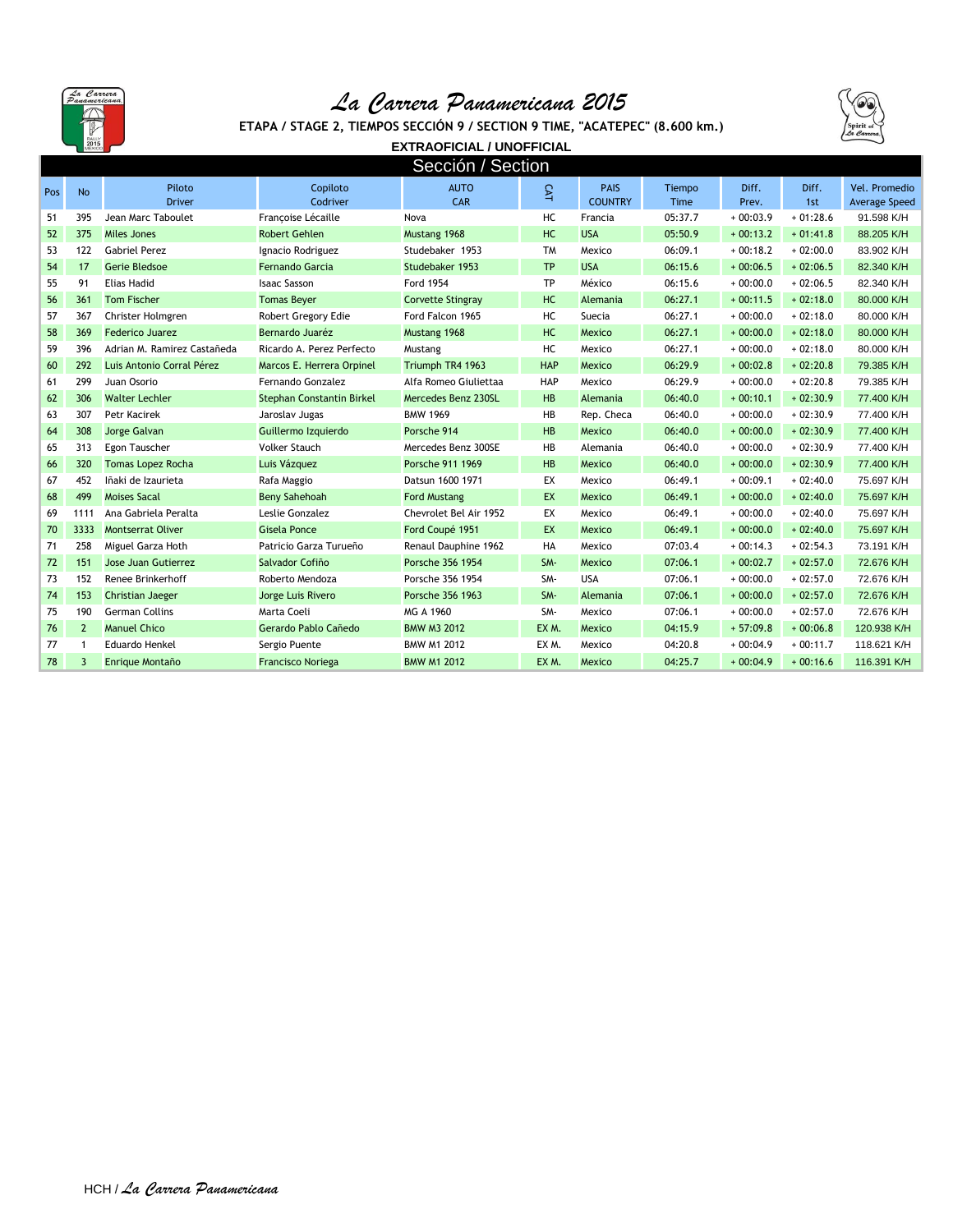# La Carrera Panamericana 2015

**ETAPA / STAGE 2, TIEMPOS SECCIÓN 9 / SECTION 9 TIME, "ACATEPEC" (8.600 km.)**

**EXTRAOFICIAL / UNOFFICIAL**

## Sección / Section

| Pos | No | Piloto Driver | Copiloto Codriver | AUTO CAR | CAT | PAIS COUNTRY | Tiempo Time | Diff. Prev. | Diff. 1st | Vel. Promedio Average Speed |
|---|---|---|---|---|---|---|---|---|---|---|
| 51 | 395 | Jean Marc Taboulet | Françoise Lécaille | Nova | HC | Francia | 05:37.7 | + 00:03.9 | + 01:28.6 | 91.598 K/H |
| 52 | 375 | Miles Jones | Robert Gehlen | Mustang 1968 | HC | USA | 05:50.9 | + 00:13.2 | + 01:41.8 | 88.205 K/H |
| 53 | 122 | Gabriel Perez | Ignacio Rodriguez | Studebaker 1953 | TM | Mexico | 06:09.1 | + 00:18.2 | + 02:00.0 | 83.902 K/H |
| 54 | 17 | Gerie Bledsoe | Fernando Garcia | Studebaker 1953 | TP | USA | 06:15.6 | + 00:06.5 | + 02:06.5 | 82.340 K/H |
| 55 | 91 | Elias Hadid | Isaac Sasson | Ford 1954 | TP | México | 06:15.6 | + 00:00.0 | + 02:06.5 | 82.340 K/H |
| 56 | 361 | Tom Fischer | Tomas Beyer | Corvette Stingray | HC | Alemania | 06:27.1 | + 00:11.5 | + 02:18.0 | 80.000 K/H |
| 57 | 367 | Christer Holmgren | Robert Gregory Edie | Ford Falcon 1965 | HC | Suecia | 06:27.1 | + 00:00.0 | + 02:18.0 | 80.000 K/H |
| 58 | 369 | Federico Juarez | Bernardo Juaréz | Mustang 1968 | HC | Mexico | 06:27.1 | + 00:00.0 | + 02:18.0 | 80.000 K/H |
| 59 | 396 | Adrian M. Ramirez Castañeda | Ricardo A. Perez Perfecto | Mustang | HC | Mexico | 06:27.1 | + 00:00.0 | + 02:18.0 | 80.000 K/H |
| 60 | 292 | Luis Antonio Corral Pérez | Marcos E. Herrera Orpinel | Triumph TR4 1963 | HAP | Mexico | 06:29.9 | + 00:02.8 | + 02:20.8 | 79.385 K/H |
| 61 | 299 | Juan Osorio | Fernando Gonzalez | Alfa Romeo Giuliettaa | HAP | Mexico | 06:29.9 | + 00:00.0 | + 02:20.8 | 79.385 K/H |
| 62 | 306 | Walter Lechler | Stephan Constantin Birkel | Mercedes Benz 230SL | HB | Alemania | 06:40.0 | + 00:10.1 | + 02:30.9 | 77.400 K/H |
| 63 | 307 | Petr Kacirek | Jaroslav Jugas | BMW 1969 | HB | Rep. Checa | 06:40.0 | + 00:00.0 | + 02:30.9 | 77.400 K/H |
| 64 | 308 | Jorge Galvan | Guillermo Izquierdo | Porsche 914 | HB | Mexico | 06:40.0 | + 00:00.0 | + 02:30.9 | 77.400 K/H |
| 65 | 313 | Egon Tauscher | Volker Stauch | Mercedes Benz 300SE | HB | Alemania | 06:40.0 | + 00:00.0 | + 02:30.9 | 77.400 K/H |
| 66 | 320 | Tomas Lopez Rocha | Luis Vázquez | Porsche 911 1969 | HB | Mexico | 06:40.0 | + 00:00.0 | + 02:30.9 | 77.400 K/H |
| 67 | 452 | Iñaki de Izaurieta | Rafa Maggio | Datsun 1600 1971 | EX | Mexico | 06:49.1 | + 00:09.1 | + 02:40.0 | 75.697 K/H |
| 68 | 499 | Moises Sacal | Beny Sahehoah | Ford Mustang | EX | Mexico | 06:49.1 | + 00:00.0 | + 02:40.0 | 75.697 K/H |
| 69 | 1111 | Ana Gabriela Peralta | Leslie Gonzalez | Chevrolet Bel Air 1952 | EX | Mexico | 06:49.1 | + 00:00.0 | + 02:40.0 | 75.697 K/H |
| 70 | 3333 | Montserrat Oliver | Gisela Ponce | Ford Coupé 1951 | EX | Mexico | 06:49.1 | + 00:00.0 | + 02:40.0 | 75.697 K/H |
| 71 | 258 | Miguel Garza Hoth | Patricio Garza Turueño | Renaul Dauphine 1962 | HA | Mexico | 07:03.4 | + 00:14.3 | + 02:54.3 | 73.191 K/H |
| 72 | 151 | Jose Juan Gutierrez | Salvador Cofiño | Porsche 356 1954 | SM- | Mexico | 07:06.1 | + 00:02.7 | + 02:57.0 | 72.676 K/H |
| 73 | 152 | Renee Brinkerhoff | Roberto Mendoza | Porsche 356 1954 | SM- | USA | 07:06.1 | + 00:00.0 | + 02:57.0 | 72.676 K/H |
| 74 | 153 | Christian Jaeger | Jorge Luis Rivero | Porsche 356 1963 | SM- | Alemania | 07:06.1 | + 00:00.0 | + 02:57.0 | 72.676 K/H |
| 75 | 190 | German Collins | Marta Coeli | MG A 1960 | SM- | Mexico | 07:06.1 | + 00:00.0 | + 02:57.0 | 72.676 K/H |
| 76 | 2 | Manuel Chico | Gerardo Pablo Cañedo | BMW M3 2012 | EX M. | Mexico | 04:15.9 | + 57:09.8 | + 00:06.8 | 120.938 K/H |
| 77 | 1 | Eduardo Henkel | Sergio Puente | BMW M1 2012 | EX M. | Mexico | 04:20.8 | + 00:04.9 | + 00:11.7 | 118.621 K/H |
| 78 | 3 | Enrique Montaño | Francisco Noriega | BMW M1 2012 | EX M. | Mexico | 04:25.7 | + 00:04.9 | + 00:16.6 | 116.391 K/H |

HCH / La Carrera Panamericana